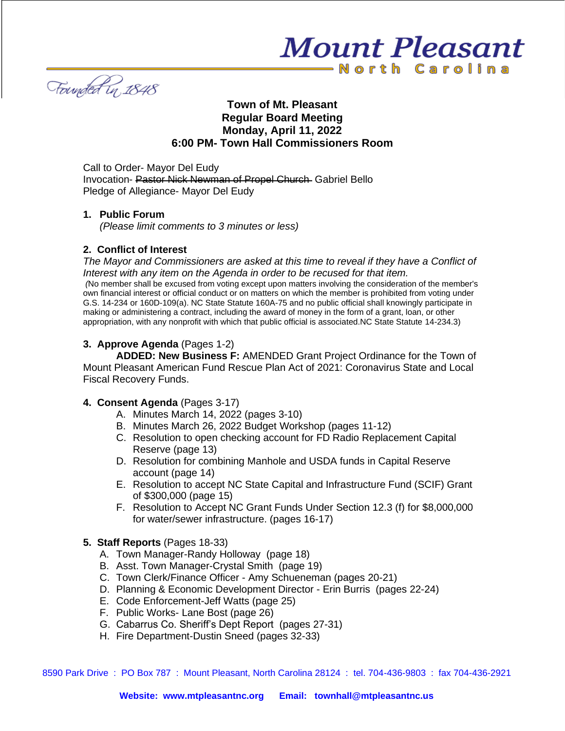# Mount Pleasant

North Carolina

Founded in 1848

**Town of Mt. Pleasant**
**Regular Board Meeting**
**Monday, April 11, 2022**
**6:00 PM- Town Hall Commissioners Room**

Call to Order- Mayor Del Eudy
Invocation- ~~Pastor Nick Newman of Propel Church~~ Gabriel Bello
Pledge of Allegiance- Mayor Del Eudy

**1. Public Forum**
*(Please limit comments to 3 minutes or less)*

**2. Conflict of Interest**
*The Mayor and Commissioners are asked at this time to reveal if they have a Conflict of Interest with any item on the Agenda in order to be recused for that item.*
(No member shall be excused from voting except upon matters involving the consideration of the member's own financial interest or official conduct or on matters on which the member is prohibited from voting under G.S. 14-234 or 160D-109(a). NC State Statute 160A-75 and no public official shall knowingly participate in making or administering a contract, including the award of money in the form of a grant, loan, or other appropriation, with any nonprofit with which that public official is associated.NC State Statute 14-234.3)

**3. Approve Agenda** (Pages 1-2)
**ADDED: New Business F:** AMENDED Grant Project Ordinance for the Town of Mount Pleasant American Fund Rescue Plan Act of 2021: Coronavirus State and Local Fiscal Recovery Funds.

**4. Consent Agenda** (Pages 3-17)

A. Minutes March 14, 2022 (pages 3-10)
B. Minutes March 26, 2022 Budget Workshop (pages 11-12)
C. Resolution to open checking account for FD Radio Replacement Capital Reserve (page 13)
D. Resolution for combining Manhole and USDA funds in Capital Reserve account (page 14)
E. Resolution to accept NC State Capital and Infrastructure Fund (SCIF) Grant of $300,000 (page 15)
F. Resolution to Accept NC Grant Funds Under Section 12.3 (f) for $8,000,000 for water/sewer infrastructure. (pages 16-17)

**5. Staff Reports** (Pages 18-33)

A. Town Manager-Randy Holloway (page 18)
B. Asst. Town Manager-Crystal Smith (page 19)
C. Town Clerk/Finance Officer - Amy Schueneman (pages 20-21)
D. Planning & Economic Development Director - Erin Burris (pages 22-24)
E. Code Enforcement-Jeff Watts (page 25)
F. Public Works- Lane Bost (page 26)
G. Cabarrus Co. Sheriff's Dept Report (pages 27-31)
H. Fire Department-Dustin Sneed (pages 32-33)

8590 Park Drive : PO Box 787 : Mount Pleasant, North Carolina 28124 : tel. 704-436-9803 : fax 704-436-2921

**Website: www.mtpleasantnc.org Email: townhall@mtpleasantnc.us**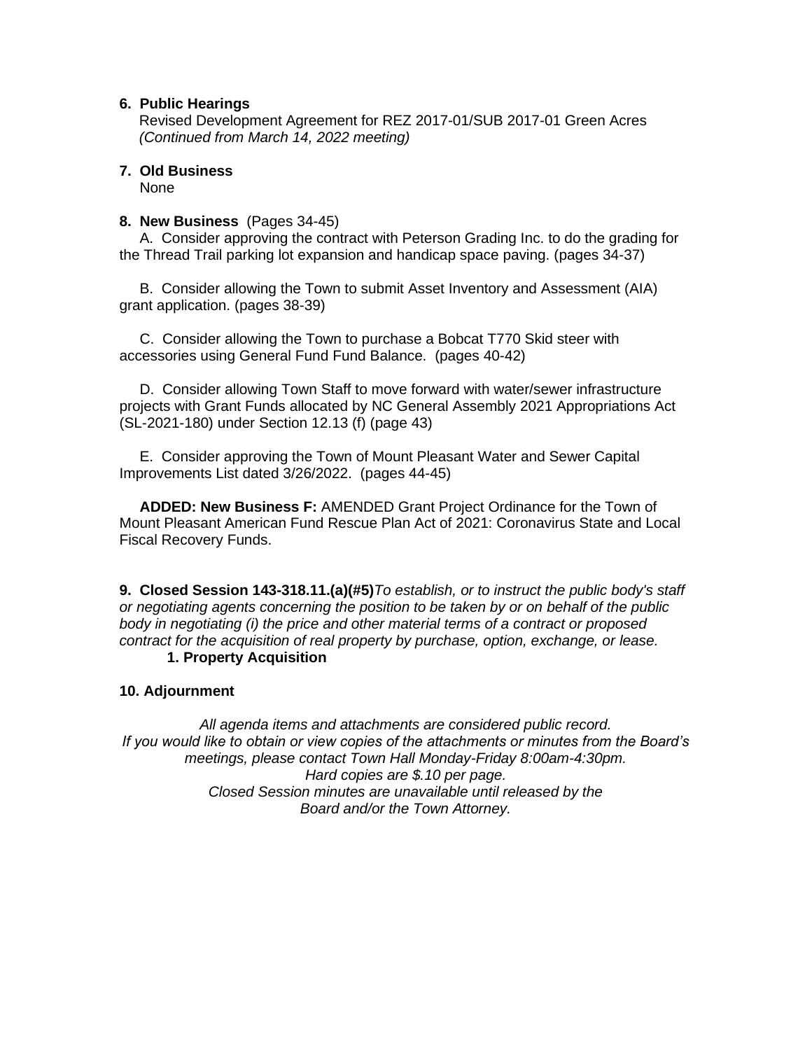**6. Public Hearings**

Revised Development Agreement for REZ 2017-01/SUB 2017-01 Green Acres
*(Continued from March 14, 2022 meeting)*

**7. Old Business**

None

**8. New Business** (Pages 34-45)

A. Consider approving the contract with Peterson Grading Inc. to do the grading for the Thread Trail parking lot expansion and handicap space paving. (pages 34-37)

B. Consider allowing the Town to submit Asset Inventory and Assessment (AIA) grant application. (pages 38-39)

C. Consider allowing the Town to purchase a Bobcat T770 Skid steer with accessories using General Fund Fund Balance. (pages 40-42)

D. Consider allowing Town Staff to move forward with water/sewer infrastructure projects with Grant Funds allocated by NC General Assembly 2021 Appropriations Act (SL-2021-180) under Section 12.13 (f) (page 43)

E. Consider approving the Town of Mount Pleasant Water and Sewer Capital Improvements List dated 3/26/2022. (pages 44-45)

**ADDED: New Business F:** AMENDED Grant Project Ordinance for the Town of Mount Pleasant American Fund Rescue Plan Act of 2021: Coronavirus State and Local Fiscal Recovery Funds.

**9. Closed Session 143-318.11.(a)(#5)***To establish, or to instruct the public body's staff or negotiating agents concerning the position to be taken by or on behalf of the public body in negotiating (i) the price and other material terms of a contract or proposed contract for the acquisition of real property by purchase, option, exchange, or lease.*

**1. Property Acquisition**

**10. Adjournment**

*All agenda items and attachments are considered public record.*
*If you would like to obtain or view copies of the attachments or minutes from the Board's meetings, please contact Town Hall Monday-Friday 8:00am-4:30pm.*
*Hard copies are $.10 per page.*
*Closed Session minutes are unavailable until released by the Board and/or the Town Attorney.*